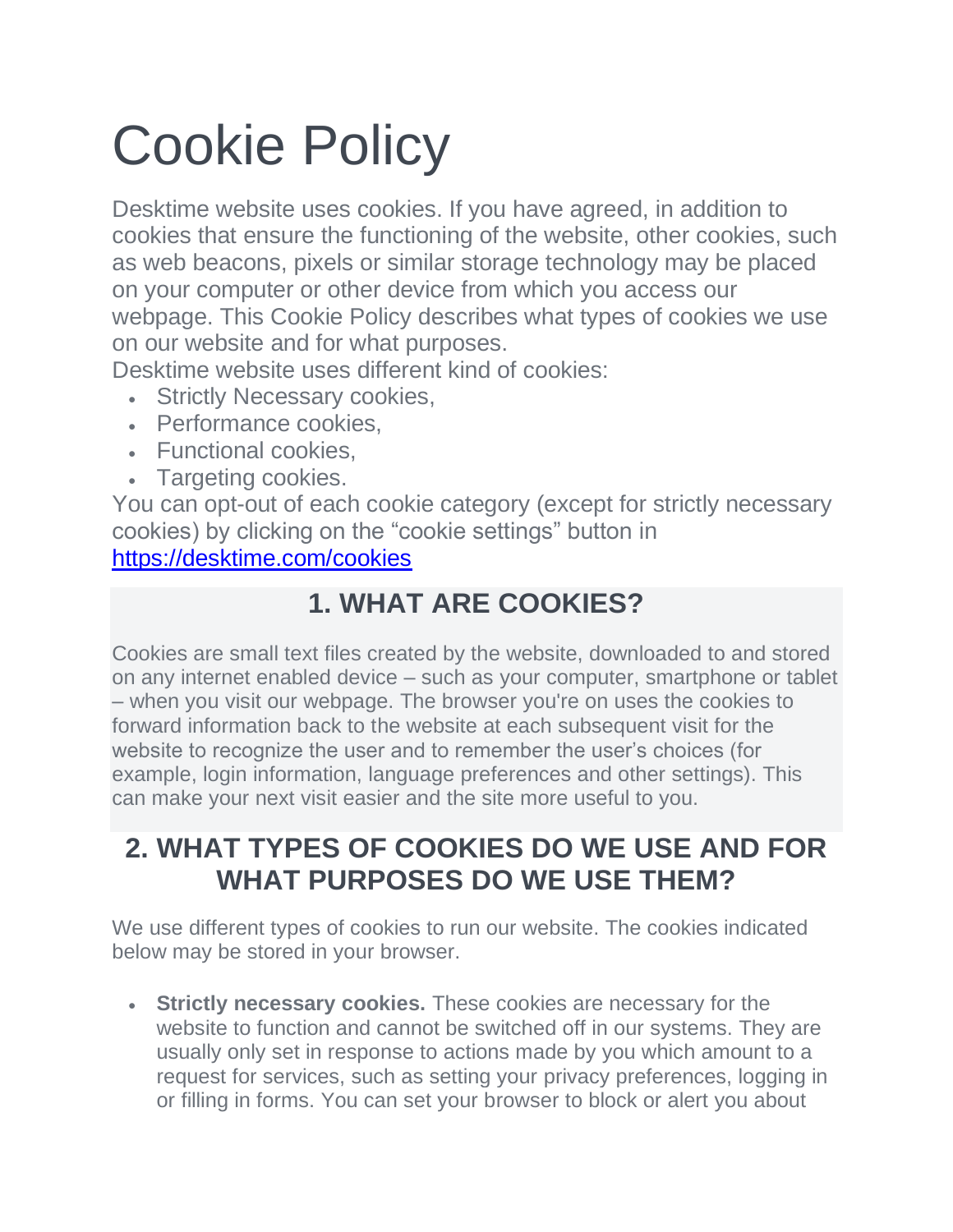# Cookie Policy

Desktime website uses cookies. If you have agreed, in addition to cookies that ensure the functioning of the website, other cookies, such as web beacons, pixels or similar storage technology may be placed on your computer or other device from which you access our webpage. This Cookie Policy describes what types of cookies we use on our website and for what purposes.

Desktime website uses different kind of cookies:

- Strictly Necessary cookies,
- Performance cookies,
- Functional cookies,
- Targeting cookies.

You can opt-out of each cookie category (except for strictly necessary cookies) by clicking on the "cookie settings" button in https://desktime.com/cookies

## 1. WHAT ARE COOKIES?

Cookies are small text files created by the website, downloaded to and stored on any internet enabled device – such as your computer, smartphone or tablet – when you visit our webpage. The browser you're on uses the cookies to forward information back to the website at each subsequent visit for the website to recognize the user and to remember the user's choices (for example, login information, language preferences and other settings). This can make your next visit easier and the site more useful to you.

## 2. WHAT TYPES OF COOKIES DO WE USE AND FOR WHAT PURPOSES DO WE USE THEM?

We use different types of cookies to run our website. The cookies indicated below may be stored in your browser.

- **Strictly necessary cookies.** These cookies are necessary for the website to function and cannot be switched off in our systems. They are usually only set in response to actions made by you which amount to a request for services, such as setting your privacy preferences, logging in or filling in forms. You can set your browser to block or alert you about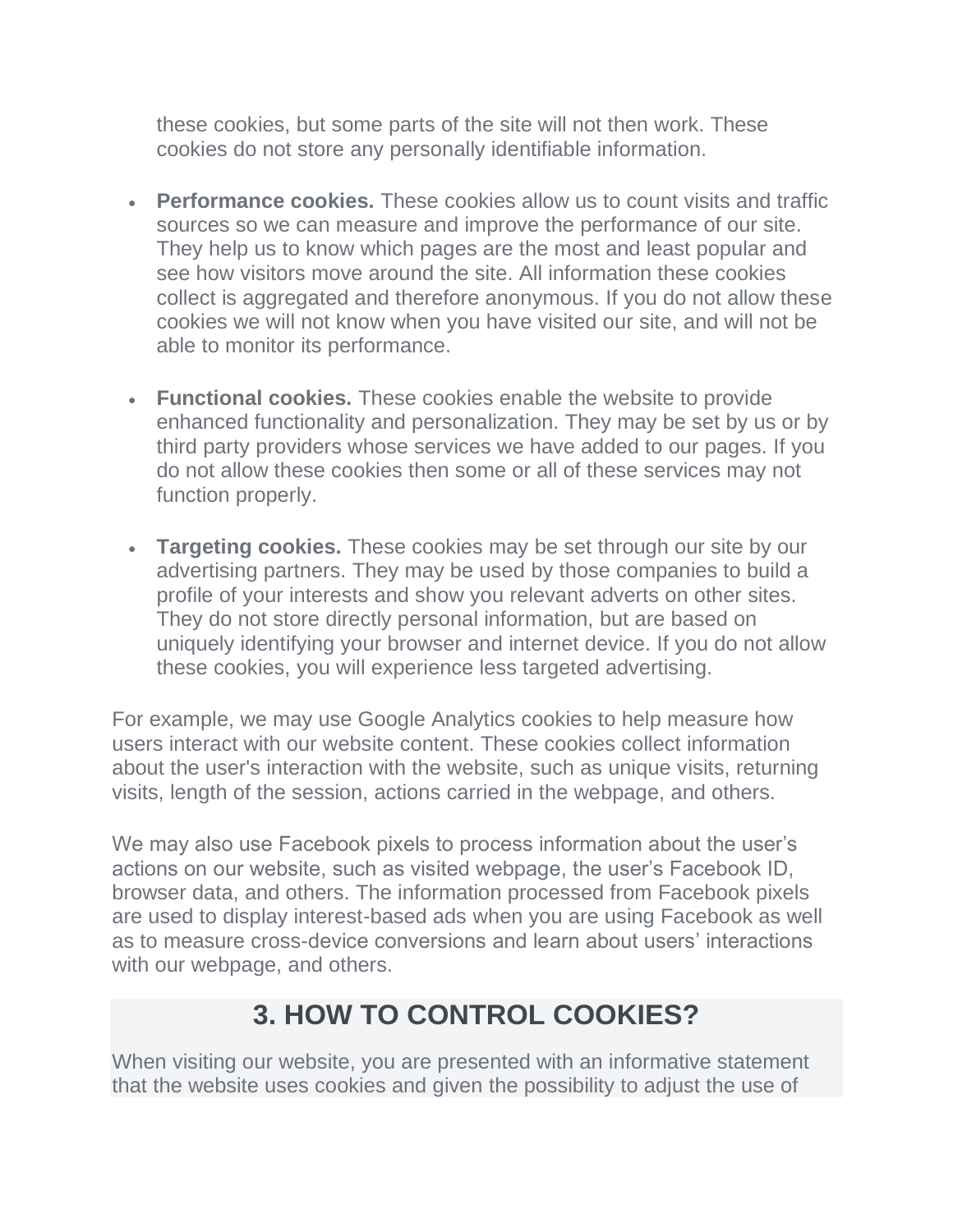these cookies, but some parts of the site will not then work. These cookies do not store any personally identifiable information.

- **Performance cookies.** These cookies allow us to count visits and traffic sources so we can measure and improve the performance of our site. They help us to know which pages are the most and least popular and see how visitors move around the site. All information these cookies collect is aggregated and therefore anonymous. If you do not allow these cookies we will not know when you have visited our site, and will not be able to monitor its performance.

- **Functional cookies.** These cookies enable the website to provide enhanced functionality and personalization. They may be set by us or by third party providers whose services we have added to our pages. If you do not allow these cookies then some or all of these services may not function properly.

- **Targeting cookies.** These cookies may be set through our site by our advertising partners. They may be used by those companies to build a profile of your interests and show you relevant adverts on other sites. They do not store directly personal information, but are based on uniquely identifying your browser and internet device. If you do not allow these cookies, you will experience less targeted advertising.

For example, we may use Google Analytics cookies to help measure how users interact with our website content. These cookies collect information about the user's interaction with the website, such as unique visits, returning visits, length of the session, actions carried in the webpage, and others.

We may also use Facebook pixels to process information about the user's actions on our website, such as visited webpage, the user's Facebook ID, browser data, and others. The information processed from Facebook pixels are used to display interest-based ads when you are using Facebook as well as to measure cross-device conversions and learn about users' interactions with our webpage, and others.

## 3. HOW TO CONTROL COOKIES?

When visiting our website, you are presented with an informative statement that the website uses cookies and given the possibility to adjust the use of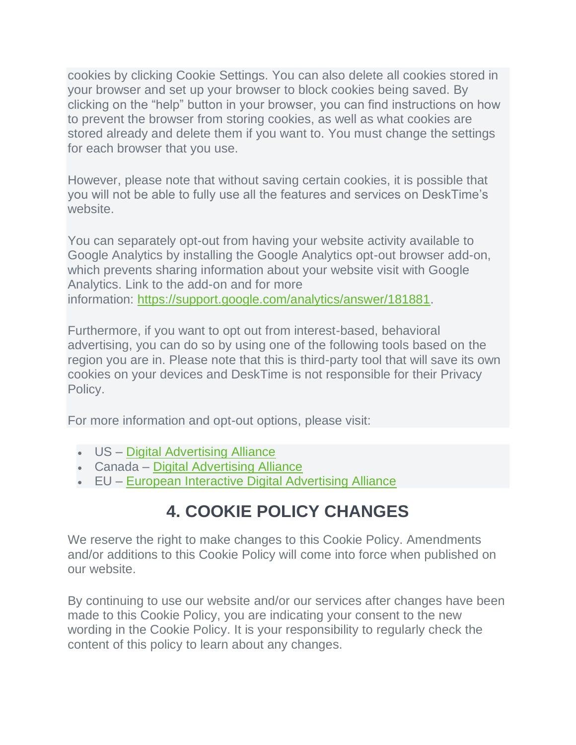cookies by clicking Cookie Settings. You can also delete all cookies stored in your browser and set up your browser to block cookies being saved. By clicking on the "help" button in your browser, you can find instructions on how to prevent the browser from storing cookies, as well as what cookies are stored already and delete them if you want to. You must change the settings for each browser that you use.

However, please note that without saving certain cookies, it is possible that you will not be able to fully use all the features and services on DeskTime's website.

You can separately opt-out from having your website activity available to Google Analytics by installing the Google Analytics opt-out browser add-on, which prevents sharing information about your website visit with Google Analytics. Link to the add-on and for more information: https://support.google.com/analytics/answer/181881.

Furthermore, if you want to opt out from interest-based, behavioral advertising, you can do so by using one of the following tools based on the region you are in. Please note that this is third-party tool that will save its own cookies on your devices and DeskTime is not responsible for their Privacy Policy.

For more information and opt-out options, please visit:

- US – Digital Advertising Alliance
- Canada – Digital Advertising Alliance
- EU – European Interactive Digital Advertising Alliance

## 4. COOKIE POLICY CHANGES

We reserve the right to make changes to this Cookie Policy. Amendments and/or additions to this Cookie Policy will come into force when published on our website.

By continuing to use our website and/or our services after changes have been made to this Cookie Policy, you are indicating your consent to the new wording in the Cookie Policy. It is your responsibility to regularly check the content of this policy to learn about any changes.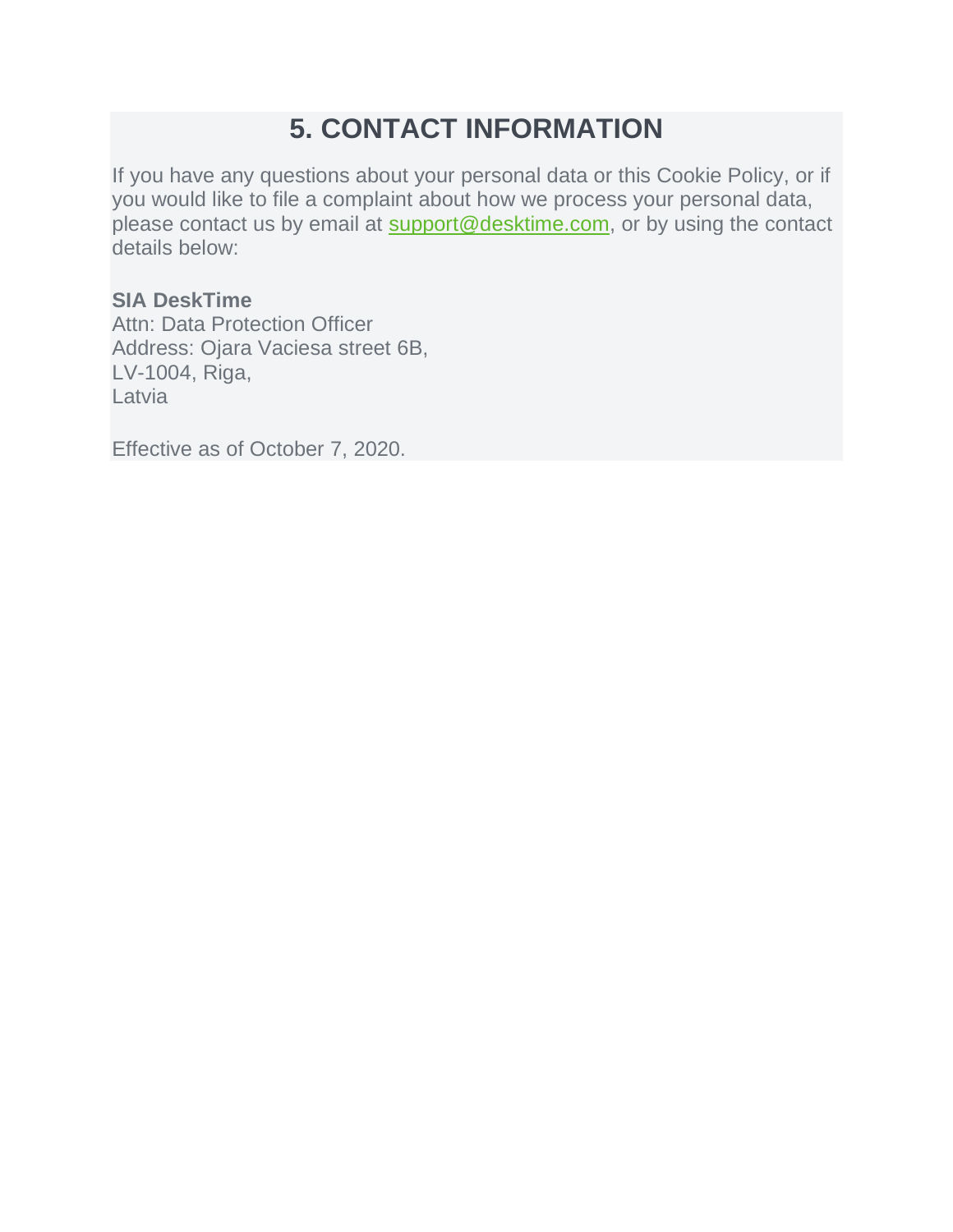## 5. CONTACT INFORMATION

If you have any questions about your personal data or this Cookie Policy, or if you would like to file a complaint about how we process your personal data, please contact us by email at support@desktime.com, or by using the contact details below:

**SIA DeskTime**
Attn: Data Protection Officer
Address: Ojara Vaciesa street 6B,
LV-1004, Riga,
Latvia

Effective as of October 7, 2020.